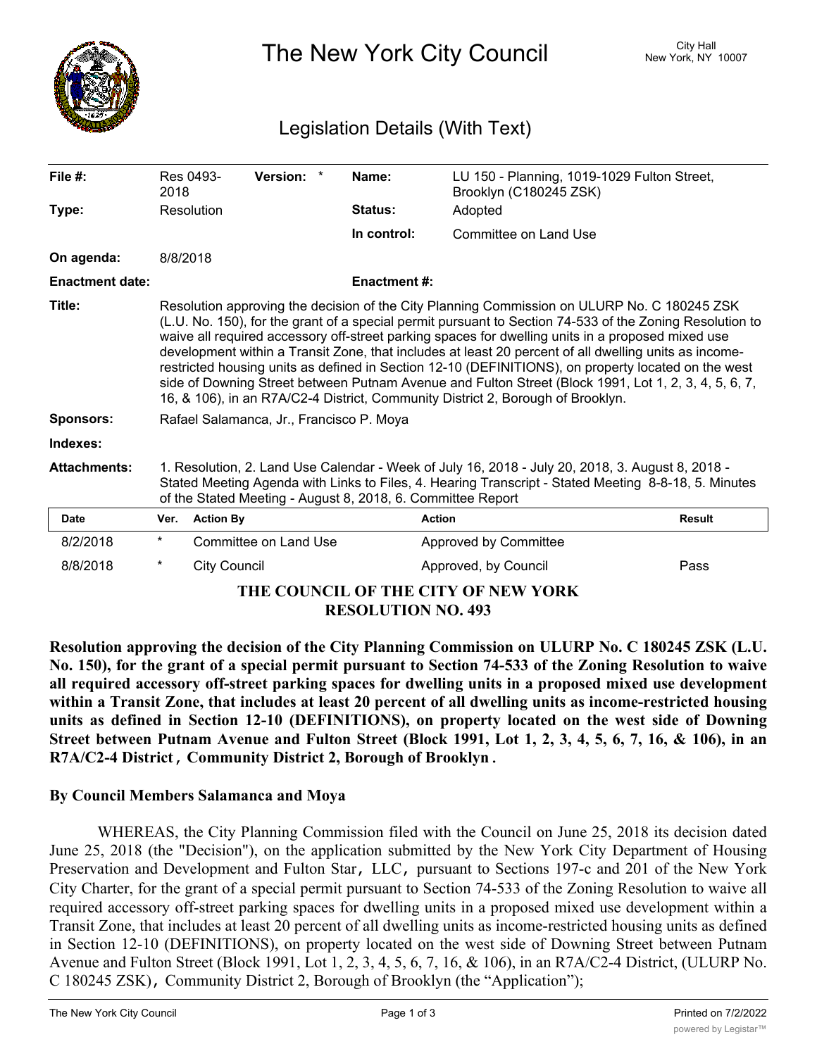# The New York City Council

City Hall
New York, NY 10007

## Legislation Details (With Text)

| | | | |
|---|---|---|---|
| **File #:** | Res 0493-2018 **Version:** * | **Name:** | LU 150 - Planning, 1019-1029 Fulton Street, Brooklyn (C180245 ZSK) |
| **Type:** | Resolution | **Status:** | Adopted |
| | | **In control:** | Committee on Land Use |
| **On agenda:** | 8/8/2018 | | |
| **Enactment date:** | | **Enactment #:** | |

**Title:** Resolution approving the decision of the City Planning Commission on ULURP No. C 180245 ZSK (L.U. No. 150), for the grant of a special permit pursuant to Section 74-533 of the Zoning Resolution to waive all required accessory off-street parking spaces for dwelling units in a proposed mixed use development within a Transit Zone, that includes at least 20 percent of all dwelling units as income-restricted housing units as defined in Section 12-10 (DEFINITIONS), on property located on the west side of Downing Street between Putnam Avenue and Fulton Street (Block 1991, Lot 1, 2, 3, 4, 5, 6, 7, 16, & 106), in an R7A/C2-4 District, Community District 2, Borough of Brooklyn.

**Sponsors:** Rafael Salamanca, Jr., Francisco P. Moya

**Indexes:**

**Attachments:** 1. Resolution, 2. Land Use Calendar - Week of July 16, 2018 - July 20, 2018, 3. August 8, 2018 - Stated Meeting Agenda with Links to Files, 4. Hearing Transcript - Stated Meeting 8-8-18, 5. Minutes of the Stated Meeting - August 8, 2018, 6. Committee Report

| Date | Ver. | Action By | Action | Result |
|---|---|---|---|---|
| 8/2/2018 | * | Committee on Land Use | Approved by Committee | |
| 8/8/2018 | * | City Council | Approved, by Council | Pass |

**THE COUNCIL OF THE CITY OF NEW YORK**
**RESOLUTION NO. 493**

**Resolution approving the decision of the City Planning Commission on ULURP No. C 180245 ZSK (L.U. No. 150), for the grant of a special permit pursuant to Section 74-533 of the Zoning Resolution to waive all required accessory off-street parking spaces for dwelling units in a proposed mixed use development within a Transit Zone, that includes at least 20 percent of all dwelling units as income-restricted housing units as defined in Section 12-10 (DEFINITIONS), on property located on the west side of Downing Street between Putnam Avenue and Fulton Street (Block 1991, Lot 1, 2, 3, 4, 5, 6, 7, 16, & 106), in an R7A/C2-4 District, Community District 2, Borough of Brooklyn.**

**By Council Members Salamanca and Moya**

WHEREAS, the City Planning Commission filed with the Council on June 25, 2018 its decision dated June 25, 2018 (the "Decision"), on the application submitted by the New York City Department of Housing Preservation and Development and Fulton Star, LLC, pursuant to Sections 197-c and 201 of the New York City Charter, for the grant of a special permit pursuant to Section 74-533 of the Zoning Resolution to waive all required accessory off-street parking spaces for dwelling units in a proposed mixed use development within a Transit Zone, that includes at least 20 percent of all dwelling units as income-restricted housing units as defined in Section 12-10 (DEFINITIONS), on property located on the west side of Downing Street between Putnam Avenue and Fulton Street (Block 1991, Lot 1, 2, 3, 4, 5, 6, 7, 16, & 106), in an R7A/C2-4 District, (ULURP No. C 180245 ZSK), Community District 2, Borough of Brooklyn (the "Application");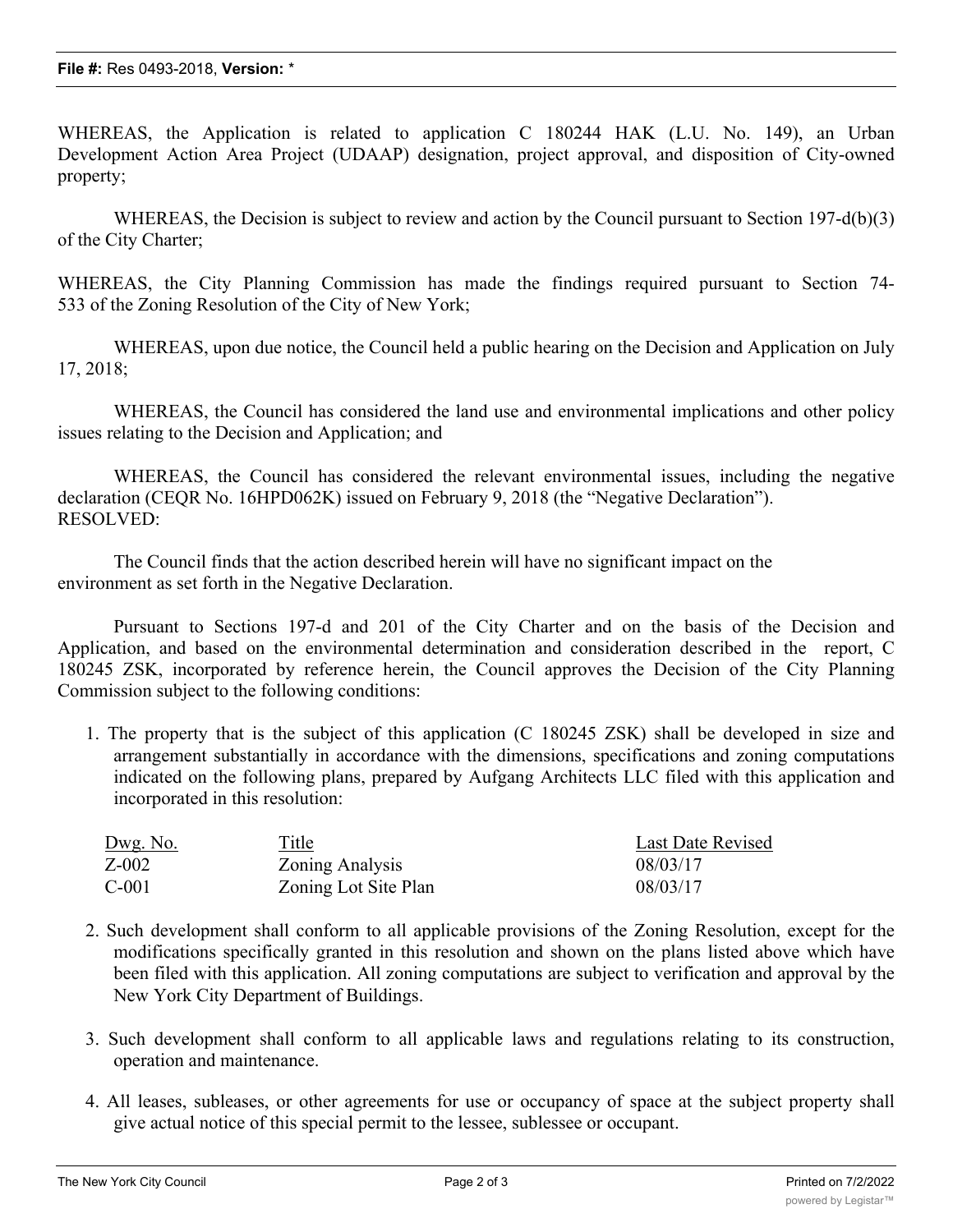WHEREAS, the Application is related to application C 180244 HAK (L.U. No. 149), an Urban Development Action Area Project (UDAAP) designation, project approval, and disposition of City-owned property;

WHEREAS, the Decision is subject to review and action by the Council pursuant to Section 197-d(b)(3) of the City Charter;

WHEREAS, the City Planning Commission has made the findings required pursuant to Section 74-533 of the Zoning Resolution of the City of New York;

WHEREAS, upon due notice, the Council held a public hearing on the Decision and Application on July 17, 2018;

WHEREAS, the Council has considered the land use and environmental implications and other policy issues relating to the Decision and Application; and

WHEREAS, the Council has considered the relevant environmental issues, including the negative declaration (CEQR No. 16HPD062K) issued on February 9, 2018 (the "Negative Declaration").

RESOLVED:

The Council finds that the action described herein will have no significant impact on the environment as set forth in the Negative Declaration.

Pursuant to Sections 197-d and 201 of the City Charter and on the basis of the Decision and Application, and based on the environmental determination and consideration described in the report, C 180245 ZSK, incorporated by reference herein, the Council approves the Decision of the City Planning Commission subject to the following conditions:

1. The property that is the subject of this application (C 180245 ZSK) shall be developed in size and arrangement substantially in accordance with the dimensions, specifications and zoning computations indicated on the following plans, prepared by Aufgang Architects LLC filed with this application and incorporated in this resolution:

| Dwg. No. | Title | Last Date Revised |
|---|---|---|
| Z-002 | Zoning Analysis | 08/03/17 |
| C-001 | Zoning Lot Site Plan | 08/03/17 |

2. Such development shall conform to all applicable provisions of the Zoning Resolution, except for the modifications specifically granted in this resolution and shown on the plans listed above which have been filed with this application. All zoning computations are subject to verification and approval by the New York City Department of Buildings.

3. Such development shall conform to all applicable laws and regulations relating to its construction, operation and maintenance.

4. All leases, subleases, or other agreements for use or occupancy of space at the subject property shall give actual notice of this special permit to the lessee, sublessee or occupant.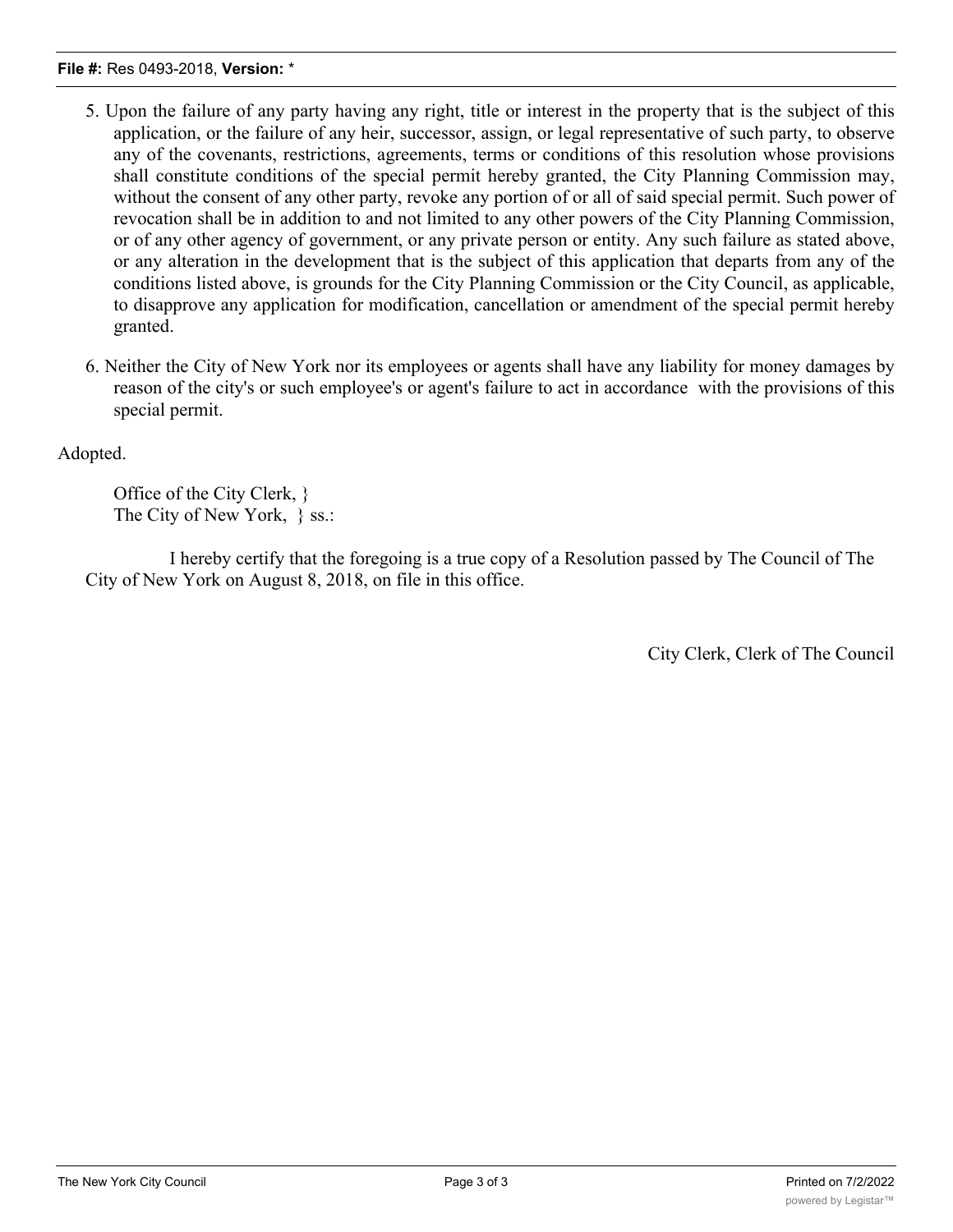5. Upon the failure of any party having any right, title or interest in the property that is the subject of this application, or the failure of any heir, successor, assign, or legal representative of such party, to observe any of the covenants, restrictions, agreements, terms or conditions of this resolution whose provisions shall constitute conditions of the special permit hereby granted, the City Planning Commission may, without the consent of any other party, revoke any portion of or all of said special permit. Such power of revocation shall be in addition to and not limited to any other powers of the City Planning Commission, or of any other agency of government, or any private person or entity. Any such failure as stated above, or any alteration in the development that is the subject of this application that departs from any of the conditions listed above, is grounds for the City Planning Commission or the City Council, as applicable, to disapprove any application for modification, cancellation or amendment of the special permit hereby granted.

6. Neither the City of New York nor its employees or agents shall have any liability for money damages by reason of the city's or such employee's or agent's failure to act in accordance with the provisions of this special permit.

Adopted.

Office of the City Clerk, }
The City of New York, } ss.:

I hereby certify that the foregoing is a true copy of a Resolution passed by The Council of The City of New York on August 8, 2018, on file in this office.

City Clerk, Clerk of The Council